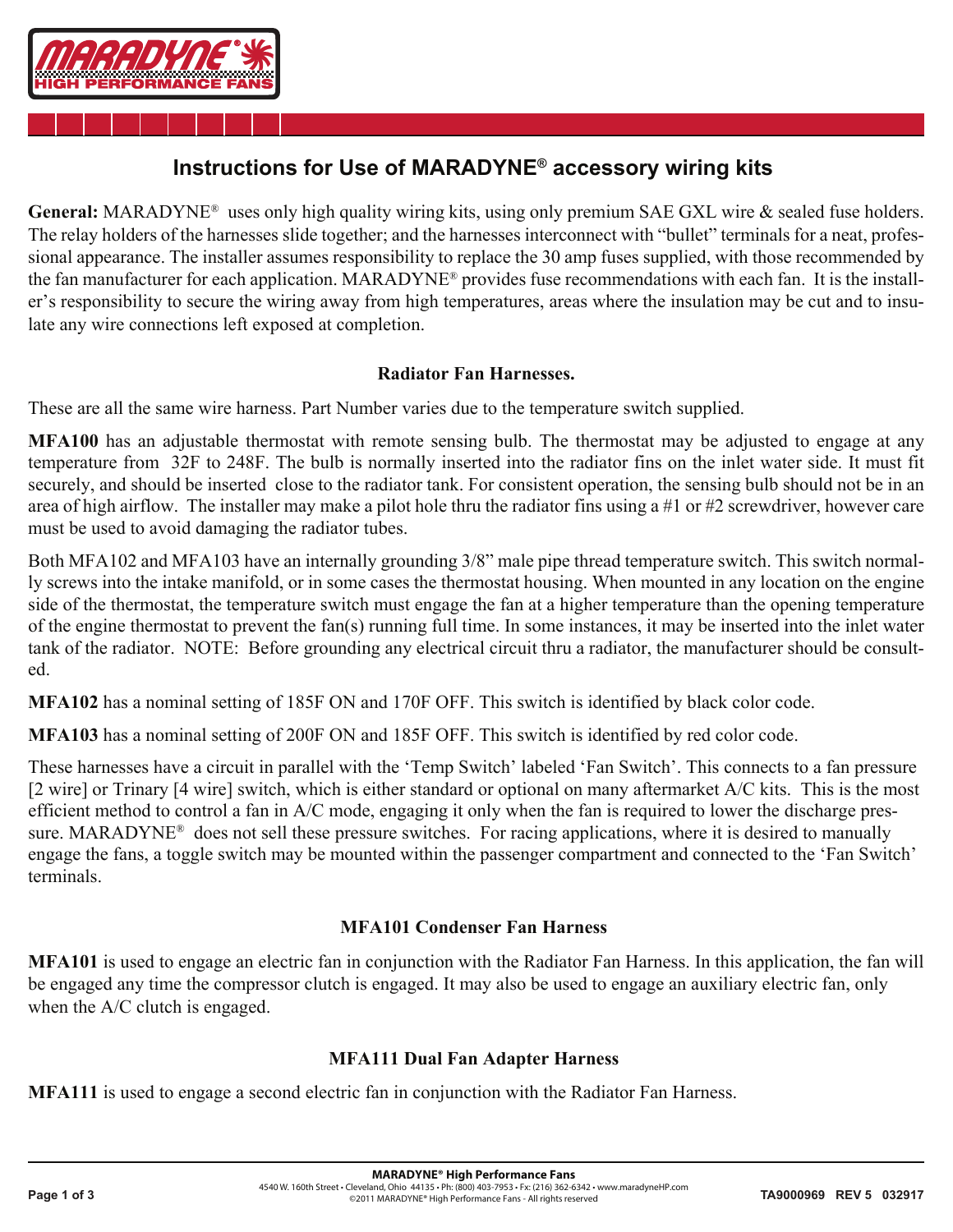# Instructions for Use of MARADYNE® accessory wiring kits

**General:** MARADYNE® uses only high quality wiring kits, using only premium SAE GXL wire & sealed fuse holders. The relay holders of the harnesses slide together; and the harnesses interconnect with "bullet" terminals for a neat, professional appearance. The installer assumes responsibility to replace the 30 amp fuses supplied, with those recommended by the fan manufacturer for each application. MARADYNE® provides fuse recommendations with each fan. It is the installer's responsibility to secure the wiring away from high temperatures, areas where the insulation may be cut and to insulate any wire connections left exposed at completion.

## Radiator Fan Harnesses.

These are all the same wire harness. Part Number varies due to the temperature switch supplied.

**MFA100** has an adjustable thermostat with remote sensing bulb. The thermostat may be adjusted to engage at any temperature from 32F to 248F. The bulb is normally inserted into the radiator fins on the inlet water side. It must fit securely, and should be inserted close to the radiator tank. For consistent operation, the sensing bulb should not be in an area of high airflow. The installer may make a pilot hole thru the radiator fins using a #1 or #2 screwdriver, however care must be used to avoid damaging the radiator tubes.

Both MFA102 and MFA103 have an internally grounding 3/8" male pipe thread temperature switch. This switch normally screws into the intake manifold, or in some cases the thermostat housing. When mounted in any location on the engine side of the thermostat, the temperature switch must engage the fan at a higher temperature than the opening temperature of the engine thermostat to prevent the fan(s) running full time. In some instances, it may be inserted into the inlet water tank of the radiator. NOTE: Before grounding any electrical circuit thru a radiator, the manufacturer should be consulted.

**MFA102** has a nominal setting of 185F ON and 170F OFF. This switch is identified by black color code.

**MFA103** has a nominal setting of 200F ON and 185F OFF. This switch is identified by red color code.

These harnesses have a circuit in parallel with the 'Temp Switch' labeled 'Fan Switch'. This connects to a fan pressure [2 wire] or Trinary [4 wire] switch, which is either standard or optional on many aftermarket A/C kits. This is the most efficient method to control a fan in A/C mode, engaging it only when the fan is required to lower the discharge pressure. MARADYNE® does not sell these pressure switches. For racing applications, where it is desired to manually engage the fans, a toggle switch may be mounted within the passenger compartment and connected to the 'Fan Switch' terminals.

## MFA101 Condenser Fan Harness

**MFA101** is used to engage an electric fan in conjunction with the Radiator Fan Harness. In this application, the fan will be engaged any time the compressor clutch is engaged. It may also be used to engage an auxiliary electric fan, only when the A/C clutch is engaged.

## MFA111 Dual Fan Adapter Harness

**MFA111** is used to engage a second electric fan in conjunction with the Radiator Fan Harness.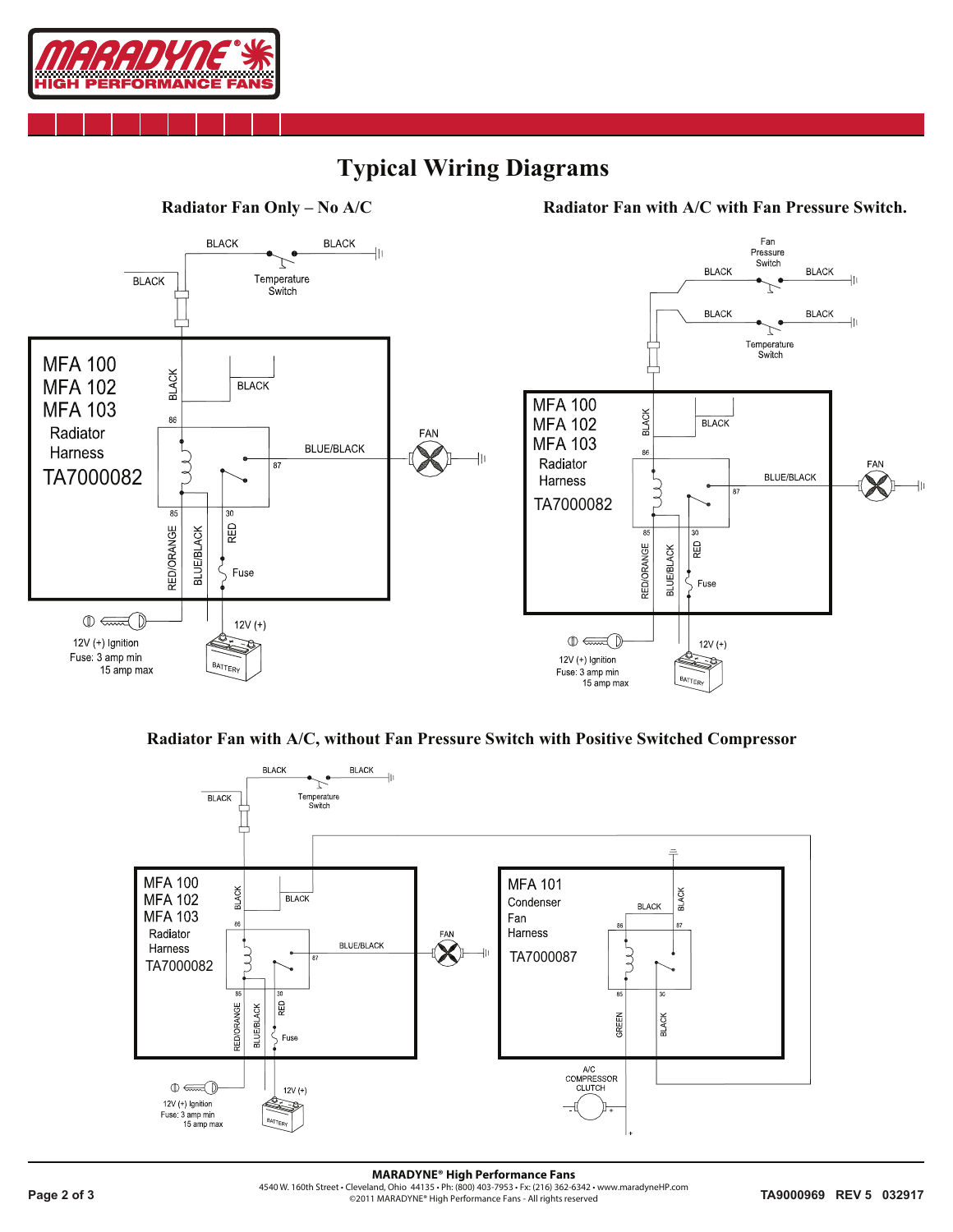# Typical Wiring Diagrams

### Radiator Fan Only – No A/C

BLACK — Temperature Switch — BLACK

BLACK

MFA 100
MFA 102
MFA 103
Radiator Harness
TA7000082

BLACK, BLACK, 86, 87, BLUE/BLACK, FAN, 85, 30, RED/ORANGE, BLUE/BLACK, RED, Fuse

12V (+) Ignition
Fuse: 3 amp min
15 amp max

12V (+)

BATTERY

### Radiator Fan with A/C with Fan Pressure Switch.

Fan Pressure Switch

BLACK — BLACK

BLACK — Temperature Switch — BLACK

MFA 100
MFA 102
MFA 103
Radiator Harness
TA7000082

BLACK, BLACK, 86, 87, BLUE/BLACK, FAN, 85, 30, RED/ORANGE, BLUE/BLACK, RED, Fuse

12V (+) Ignition
Fuse: 3 amp min
15 amp max

12V (+)

BATTERY

### Radiator Fan with A/C, without Fan Pressure Switch with Positive Switched Compressor

BLACK — Temperature Switch — BLACK

BLACK

MFA 100
MFA 102
MFA 103
Radiator Harness
TA7000082

BLACK, BLACK, 86, 87, BLUE/BLACK, FAN, 85, 30, RED/ORANGE, BLUE/BLACK, RED, Fuse

MFA 101
Condenser Fan Harness
TA7000087

BLACK, BLACK, 86, 87, 85, 30, GREEN, BLACK

A/C COMPRESSOR CLUTCH

12V (+) Ignition
Fuse: 3 amp min
15 amp max

12V (+)

BATTERY

**MARADYNE® High Performance Fans**
4540 W. 160th Street • Cleveland, Ohio 44135 • Ph: (800) 403-7953 • Fx: (216) 362-6342 • www.maradyneHP.com
©2011 MARADYNE® High Performance Fans - All rights reserved

TA9000969 REV 5 032917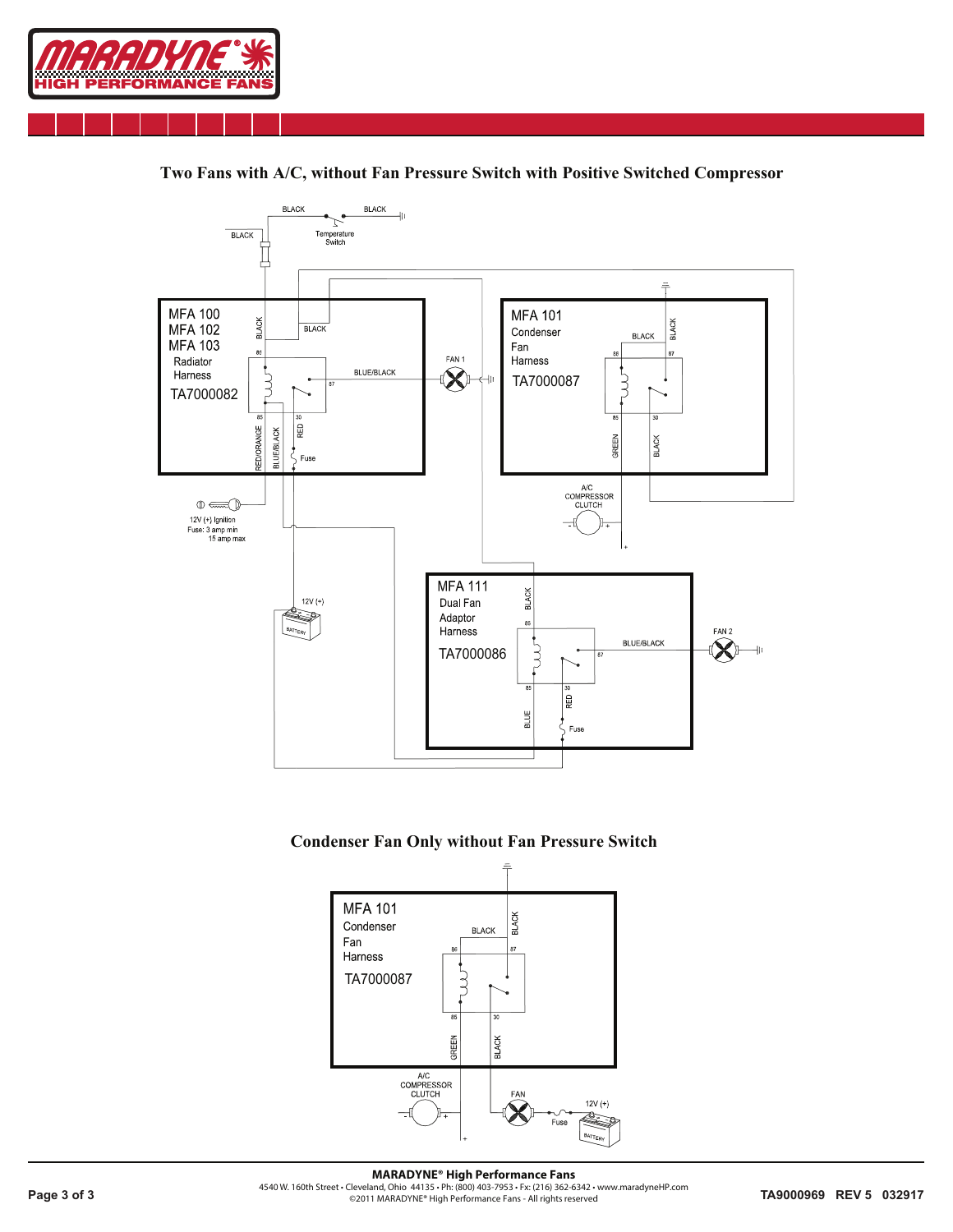## Two Fans with A/C, without Fan Pressure Switch with Positive Switched Compressor

BLACK
BLACK
BLACK
Temperature Switch

MFA 100
MFA 102
MFA 103
Radiator Harness
TA7000082

BLACK
BLACK
86
87
85
30
BLUE/BLACK
RED/ORANGE
BLUE/BLACK
RED
Fuse

FAN 1

MFA 101
Condenser Fan Harness
TA7000087

BLACK
BLACK
86
87
85
30
GREEN
BLACK

A/C COMPRESSOR CLUTCH

12V (+) Ignition
Fuse: 3 amp min
15 amp max

12V (+)
BATTERY

MFA 111
Dual Fan Adaptor Harness
TA7000086

BLACK
86
87
85
30
BLUE/BLACK
BLUE
RED
Fuse

FAN 2

## Condenser Fan Only without Fan Pressure Switch

MFA 101
Condenser Fan Harness
TA7000087

BLACK
BLACK
86
87
85
30
GREEN
BLACK

A/C COMPRESSOR CLUTCH

FAN
Fuse
12V (+)
BATTERY

**MARADYNE® High Performance Fans**
4540 W. 160th Street • Cleveland, Ohio 44135 • Ph: (800) 403-7953 • Fx: (216) 362-6342 • www.maradyneHP.com
©2011 MARADYNE® High Performance Fans - All rights reserved

TA9000969 REV 5 032917